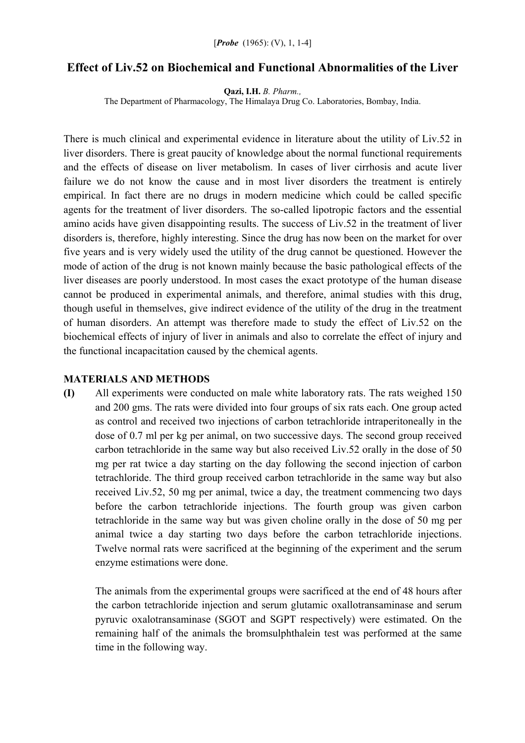[*Probe* (1965): (V), 1, 1-4]

# Effect of Liv.52 on Biochemical and Functional Abnormalities of the Liver

**Qazi, I.H.** *B. Pharm.,*
The Department of Pharmacology, The Himalaya Drug Co. Laboratories, Bombay, India.

There is much clinical and experimental evidence in literature about the utility of Liv.52 in liver disorders. There is great paucity of knowledge about the normal functional requirements and the effects of disease on liver metabolism. In cases of liver cirrhosis and acute liver failure we do not know the cause and in most liver disorders the treatment is entirely empirical. In fact there are no drugs in modern medicine which could be called specific agents for the treatment of liver disorders. The so-called lipotropic factors and the essential amino acids have given disappointing results. The success of Liv.52 in the treatment of liver disorders is, therefore, highly interesting. Since the drug has now been on the market for over five years and is very widely used the utility of the drug cannot be questioned. However the mode of action of the drug is not known mainly because the basic pathological effects of the liver diseases are poorly understood. In most cases the exact prototype of the human disease cannot be produced in experimental animals, and therefore, animal studies with this drug, though useful in themselves, give indirect evidence of the utility of the drug in the treatment of human disorders. An attempt was therefore made to study the effect of Liv.52 on the biochemical effects of injury of liver in animals and also to correlate the effect of injury and the functional incapacitation caused by the chemical agents.

## MATERIALS AND METHODS

**(I)** All experiments were conducted on male white laboratory rats. The rats weighed 150 and 200 gms. The rats were divided into four groups of six rats each. One group acted as control and received two injections of carbon tetrachloride intraperitoneally in the dose of 0.7 ml per kg per animal, on two successive days. The second group received carbon tetrachloride in the same way but also received Liv.52 orally in the dose of 50 mg per rat twice a day starting on the day following the second injection of carbon tetrachloride. The third group received carbon tetrachloride in the same way but also received Liv.52, 50 mg per animal, twice a day, the treatment commencing two days before the carbon tetrachloride injections. The fourth group was given carbon tetrachloride in the same way but was given choline orally in the dose of 50 mg per animal twice a day starting two days before the carbon tetrachloride injections. Twelve normal rats were sacrificed at the beginning of the experiment and the serum enzyme estimations were done.

The animals from the experimental groups were sacrificed at the end of 48 hours after the carbon tetrachloride injection and serum glutamic oxallotransaminase and serum pyruvic oxalotransaminase (SGOT and SGPT respectively) were estimated. On the remaining half of the animals the bromsulphthalein test was performed at the same time in the following way.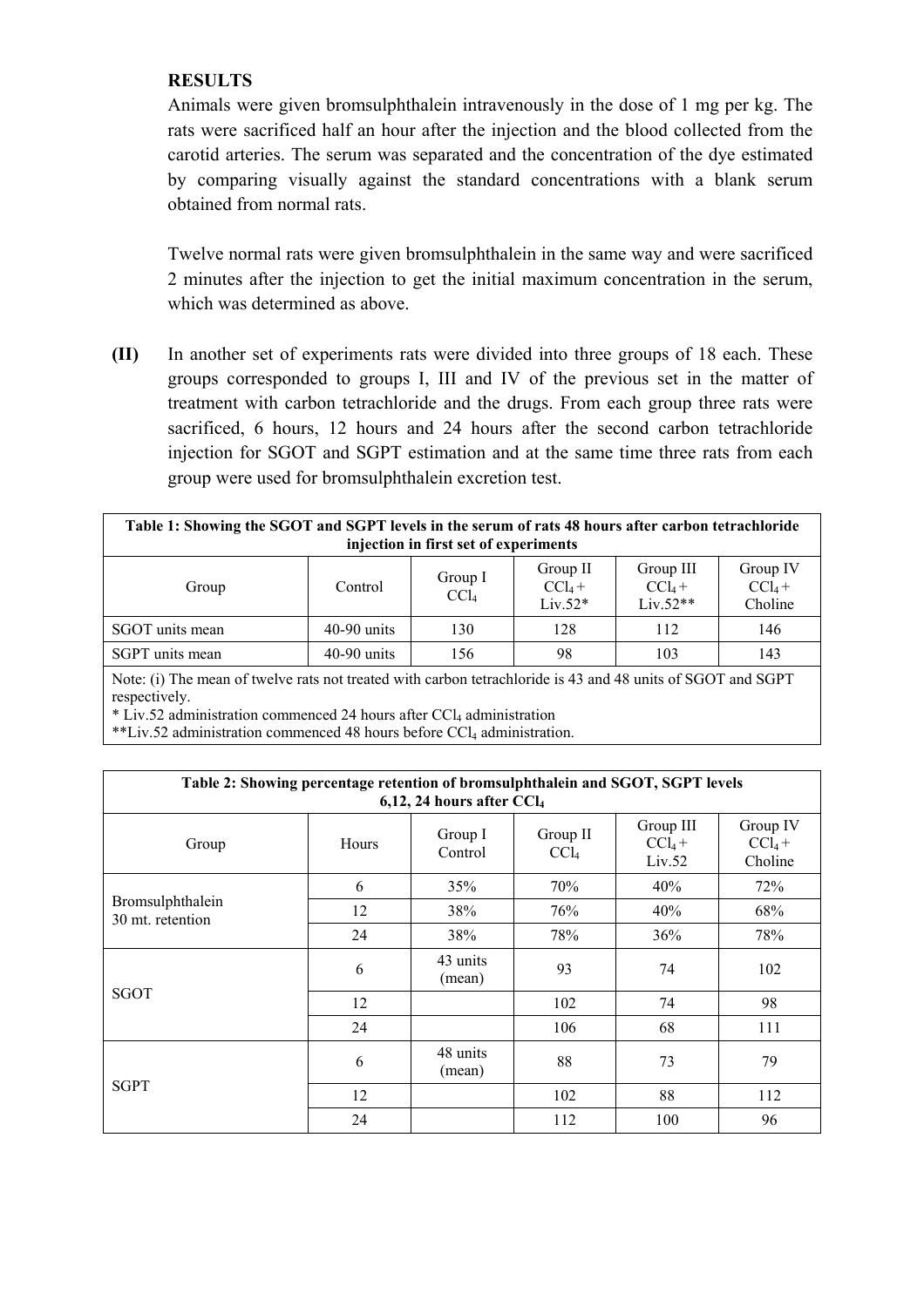**RESULTS**

Animals were given bromsulphthalein intravenously in the dose of 1 mg per kg. The rats were sacrificed half an hour after the injection and the blood collected from the carotid arteries. The serum was separated and the concentration of the dye estimated by comparing visually against the standard concentrations with a blank serum obtained from normal rats.

Twelve normal rats were given bromsulphthalein in the same way and were sacrificed 2 minutes after the injection to get the initial maximum concentration in the serum, which was determined as above.

**(II)** In another set of experiments rats were divided into three groups of 18 each. These groups corresponded to groups I, III and IV of the previous set in the matter of treatment with carbon tetrachloride and the drugs. From each group three rats were sacrificed, 6 hours, 12 hours and 24 hours after the second carbon tetrachloride injection for SGOT and SGPT estimation and at the same time three rats from each group were used for bromsulphthalein excretion test.

**Table 1: Showing the SGOT and SGPT levels in the serum of rats 48 hours after carbon tetrachloride injection in first set of experiments**

| Group | Control | Group I $CCl_4$ | Group II $CCl_4$ + Liv.52* | Group III $CCl_4$ + Liv.52** | Group IV $CCl_4$ + Choline |
|---|---|---|---|---|---|
| SGOT units mean | 40-90 units | 130 | 128 | 112 | 146 |
| SGPT units mean | 40-90 units | 156 | 98 | 103 | 143 |

Note: (i) The mean of twelve rats not treated with carbon tetrachloride is 43 and 48 units of SGOT and SGPT respectively.
* Liv.52 administration commenced 24 hours after $CCl_4$ administration
**Liv.52 administration commenced 48 hours before $CCl_4$ administration.

**Table 2: Showing percentage retention of bromsulphthalein and SGOT, SGPT levels 6,12, 24 hours after $CCl_4$**

| Group | Hours | Group I Control | Group II $CCl_4$ | Group III $CCl_4$ + Liv.52 | Group IV $CCl_4$ + Choline |
|---|---|---|---|---|---|
| Bromsulphthalein 30 mt. retention | 6 | 35% | 70% | 40% | 72% |
| | 12 | 38% | 76% | 40% | 68% |
| | 24 | 38% | 78% | 36% | 78% |
| SGOT | 6 | 43 units (mean) | 93 | 74 | 102 |
| | 12 | | 102 | 74 | 98 |
| | 24 | | 106 | 68 | 111 |
| SGPT | 6 | 48 units (mean) | 88 | 73 | 79 |
| | 12 | | 102 | 88 | 112 |
| | 24 | | 112 | 100 | 96 |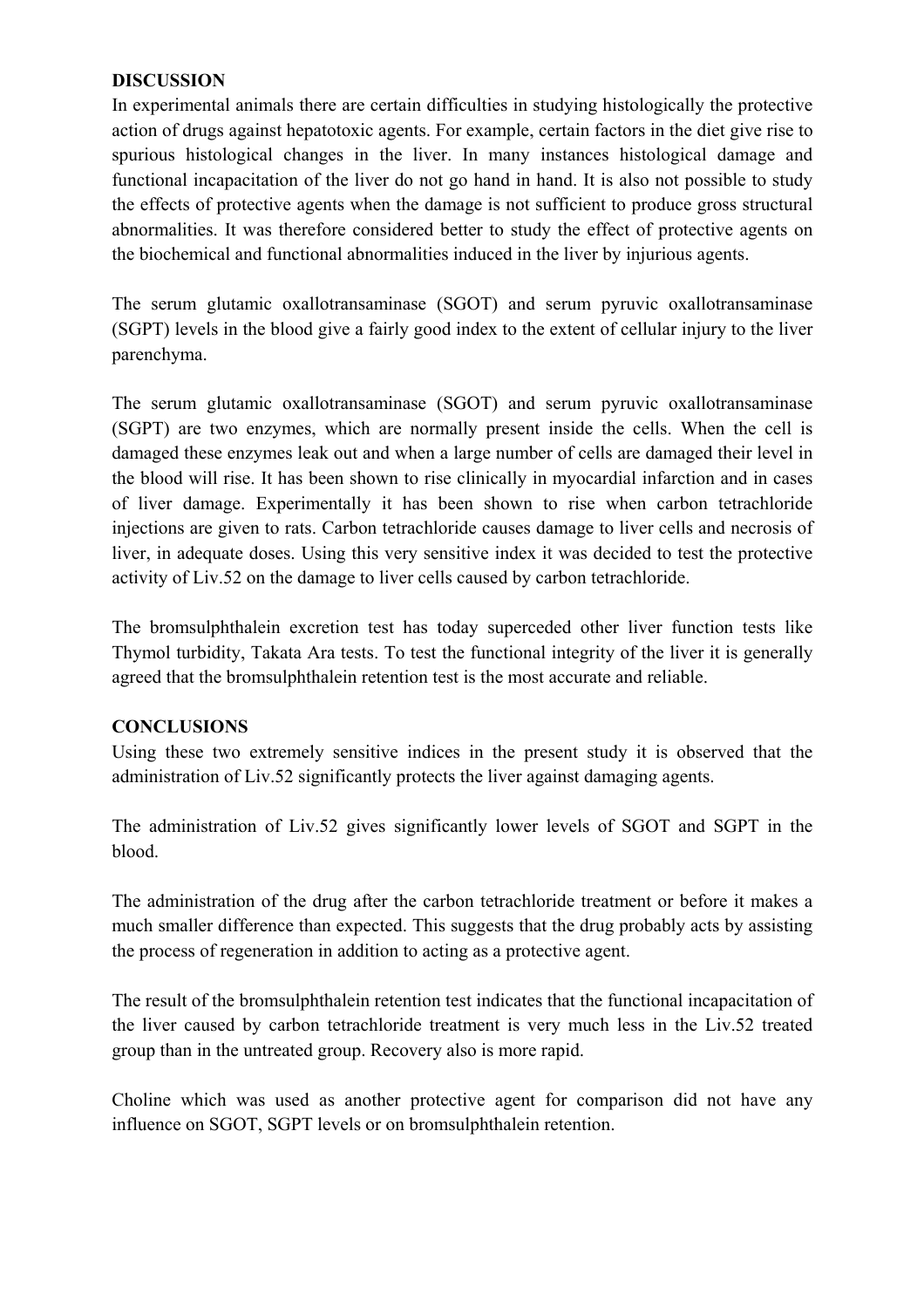## DISCUSSION

In experimental animals there are certain difficulties in studying histologically the protective action of drugs against hepatotoxic agents. For example, certain factors in the diet give rise to spurious histological changes in the liver. In many instances histological damage and functional incapacitation of the liver do not go hand in hand. It is also not possible to study the effects of protective agents when the damage is not sufficient to produce gross structural abnormalities. It was therefore considered better to study the effect of protective agents on the biochemical and functional abnormalities induced in the liver by injurious agents.

The serum glutamic oxallotransaminase (SGOT) and serum pyruvic oxallotransaminase (SGPT) levels in the blood give a fairly good index to the extent of cellular injury to the liver parenchyma.

The serum glutamic oxallotransaminase (SGOT) and serum pyruvic oxallotransaminase (SGPT) are two enzymes, which are normally present inside the cells. When the cell is damaged these enzymes leak out and when a large number of cells are damaged their level in the blood will rise. It has been shown to rise clinically in myocardial infarction and in cases of liver damage. Experimentally it has been shown to rise when carbon tetrachloride injections are given to rats. Carbon tetrachloride causes damage to liver cells and necrosis of liver, in adequate doses. Using this very sensitive index it was decided to test the protective activity of Liv.52 on the damage to liver cells caused by carbon tetrachloride.

The bromsulphthalein excretion test has today superceded other liver function tests like Thymol turbidity, Takata Ara tests. To test the functional integrity of the liver it is generally agreed that the bromsulphthalein retention test is the most accurate and reliable.

## CONCLUSIONS

Using these two extremely sensitive indices in the present study it is observed that the administration of Liv.52 significantly protects the liver against damaging agents.

The administration of Liv.52 gives significantly lower levels of SGOT and SGPT in the blood.

The administration of the drug after the carbon tetrachloride treatment or before it makes a much smaller difference than expected. This suggests that the drug probably acts by assisting the process of regeneration in addition to acting as a protective agent.

The result of the bromsulphthalein retention test indicates that the functional incapacitation of the liver caused by carbon tetrachloride treatment is very much less in the Liv.52 treated group than in the untreated group. Recovery also is more rapid.

Choline which was used as another protective agent for comparison did not have any influence on SGOT, SGPT levels or on bromsulphthalein retention.